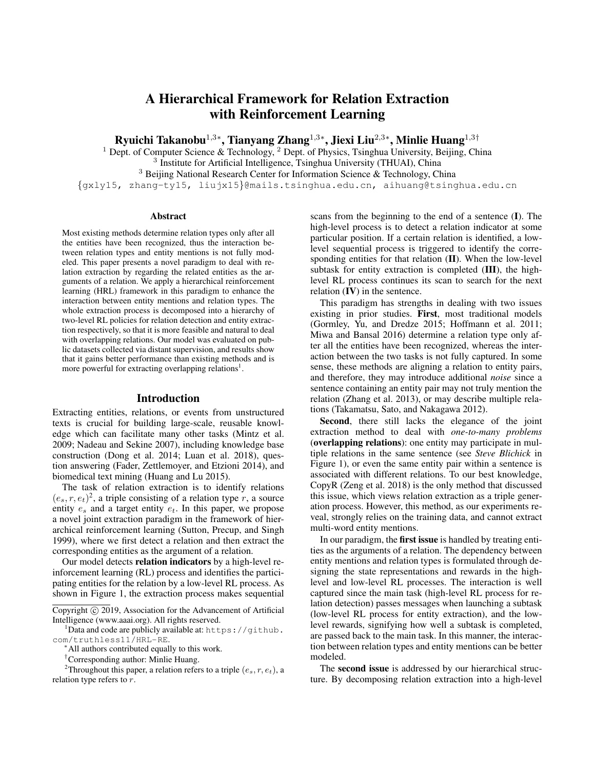# A Hierarchical Framework for Relation Extraction with Reinforcement Learning

**Ryuichi Takanobu[1,3*], Tianyang Zhang[1,3*], Jiexi Liu[2,3*], Minlie Huang[1,3†]**

[1] Dept. of Computer Science & Technology, [2] Dept. of Physics, Tsinghua University, Beijing, China
[3] Institute for Artificial Intelligence, Tsinghua University (THUAI), China
[3] Beijing National Research Center for Information Science & Technology, China
{gxly15, zhang-ty15, liujx15}@mails.tsinghua.edu.cn, aihuang@tsinghua.edu.cn

## Abstract

Most existing methods determine relation types only after all the entities have been recognized, thus the interaction between relation types and entity mentions is not fully modeled. This paper presents a novel paradigm to deal with relation extraction by regarding the related entities as the arguments of a relation. We apply a hierarchical reinforcement learning (HRL) framework in this paradigm to enhance the interaction between entity mentions and relation types. The whole extraction process is decomposed into a hierarchy of two-level RL policies for relation detection and entity extraction respectively, so that it is more feasible and natural to deal with overlapping relations. Our model was evaluated on public datasets collected via distant supervision, and results show that it gains better performance than existing methods and is more powerful for extracting overlapping relations[1].

## Introduction

Extracting entities, relations, or events from unstructured texts is crucial for building large-scale, reusable knowledge which can facilitate many other tasks (Mintz et al. 2009; Nadeau and Sekine 2007), including knowledge base construction (Dong et al. 2014; Luan et al. 2018), question answering (Fader, Zettlemoyer, and Etzioni 2014), and biomedical text mining (Huang and Lu 2015).

The task of relation extraction is to identify relations $(e_s, r, e_t)$[2], a triple consisting of a relation type $r$, a source entity $e_s$ and a target entity $e_t$. In this paper, we propose a novel joint extraction paradigm in the framework of hierarchical reinforcement learning (Sutton, Precup, and Singh 1999), where we first detect a relation and then extract the corresponding entities as the argument of a relation.

Our model detects **relation indicators** by a high-level reinforcement learning (RL) process and identifies the participating entities for the relation by a low-level RL process. As shown in Figure 1, the extraction process makes sequential scans from the beginning to the end of a sentence (**I**). The high-level process is to detect a relation indicator at some particular position. If a certain relation is identified, a low-level sequential process is triggered to identify the corresponding entities for that relation (**II**). When the low-level subtask for entity extraction is completed (**III**), the high-level RL process continues its scan to search for the next relation (**IV**) in the sentence.

This paradigm has strengths in dealing with two issues existing in prior studies. **First**, most traditional models (Gormley, Yu, and Dredze 2015; Hoffmann et al. 2011; Miwa and Bansal 2016) determine a relation type only after all the entities have been recognized, whereas the interaction between the two tasks is not fully captured. In some sense, these methods are aligning a relation to entity pairs, and therefore, they may introduce additional *noise* since a sentence containing an entity pair may not truly mention the relation (Zhang et al. 2013), or may describe multiple relations (Takamatsu, Sato, and Nakagawa 2012).

**Second**, there still lacks the elegance of the joint extraction method to deal with *one-to-many problems* (**overlapping relations**): one entity may participate in multiple relations in the same sentence (see *Steve Blichick* in Figure 1), or even the same entity pair within a sentence is associated with different relations. To our best knowledge, CopyR (Zeng et al. 2018) is the only method that discussed this issue, which views relation extraction as a triple generation process. However, this method, as our experiments reveal, strongly relies on the training data, and cannot extract multi-word entity mentions.

In our paradigm, the **first issue** is handled by treating entities as the arguments of a relation. The dependency between entity mentions and relation types is formulated through designing the state representations and rewards in the high-level and low-level RL processes. The interaction is well captured since the main task (high-level RL process for relation detection) passes messages when launching a subtask (low-level RL process for entity extraction), and the low-level rewards, signifying how well a subtask is completed, are passed back to the main task. In this manner, the interaction between relation types and entity mentions can be better modeled.

The **second issue** is addressed by our hierarchical structure. By decomposing relation extraction into a high-level

---

Copyright © 2019, Association for the Advancement of Artificial Intelligence (www.aaai.org). All rights reserved.

[1] Data and code are publicly available at: https://github.com/truthless11/HRL-RE.

[*] All authors contributed equally to this work.

[†] Corresponding author: Minlie Huang.

[2] Throughout this paper, a relation refers to a triple $(e_s, r, e_t)$, a relation type refers to $r$.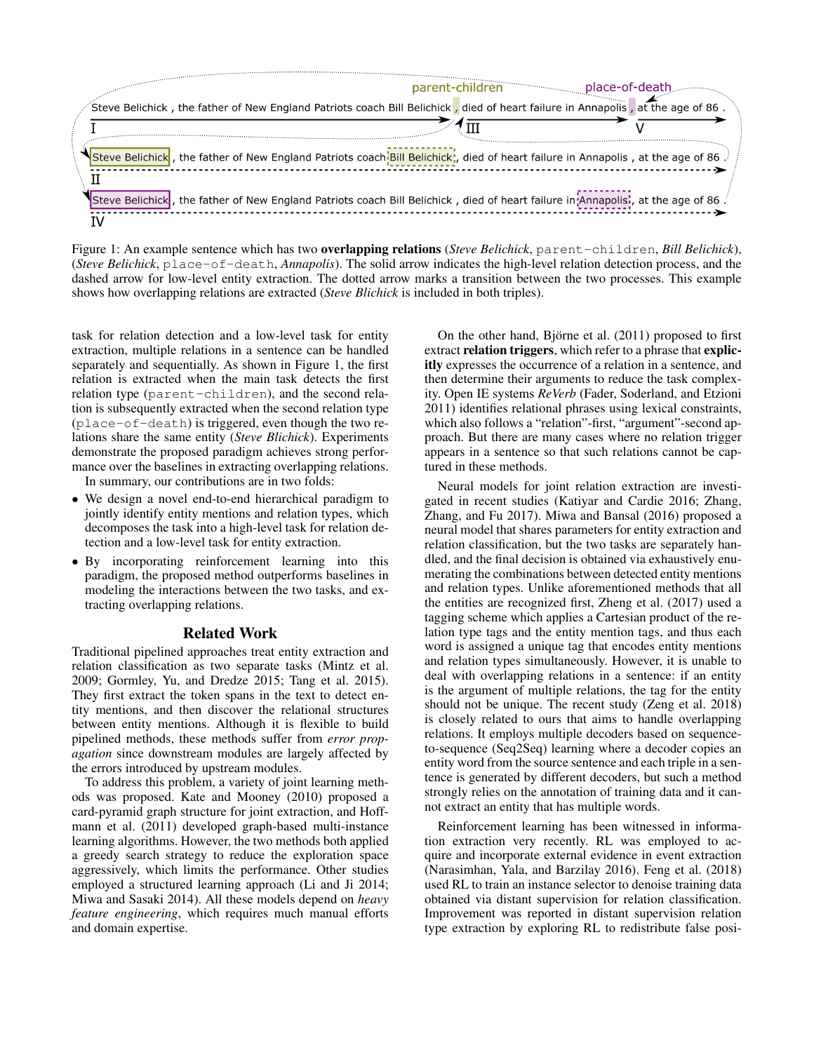Figure 1: An example sentence which has two **overlapping relations** (*Steve Belichick*, `parent-children`, *Bill Belichick*), (*Steve Belichick*, `place-of-death`, *Annapolis*). The solid arrow indicates the high-level relation detection process, and the dashed arrow for low-level entity extraction. The dotted arrow marks a transition between the two processes. This example shows how overlapping relations are extracted (*Steve Blichick* is included in both triples).

task for relation detection and a low-level task for entity extraction, multiple relations in a sentence can be handled separately and sequentially. As shown in Figure 1, the first relation is extracted when the main task detects the first relation type (`parent-children`), and the second relation is subsequently extracted when the second relation type (`place-of-death`) is triggered, even though the two relations share the same entity (*Steve Blichick*). Experiments demonstrate the proposed paradigm achieves strong performance over the baselines in extracting overlapping relations.

In summary, our contributions are in two folds:

- We design a novel end-to-end hierarchical paradigm to jointly identify entity mentions and relation types, which decomposes the task into a high-level task for relation detection and a low-level task for entity extraction.
- By incorporating reinforcement learning into this paradigm, the proposed method outperforms baselines in modeling the interactions between the two tasks, and extracting overlapping relations.

## Related Work

Traditional pipelined approaches treat entity extraction and relation classification as two separate tasks (Mintz et al. 2009; Gormley, Yu, and Dredze 2015; Tang et al. 2015). They first extract the token spans in the text to detect entity mentions, and then discover the relational structures between entity mentions. Although it is flexible to build pipelined methods, these methods suffer from *error propagation* since downstream modules are largely affected by the errors introduced by upstream modules.

To address this problem, a variety of joint learning methods was proposed. Kate and Mooney (2010) proposed a card-pyramid graph structure for joint extraction, and Hoffmann et al. (2011) developed graph-based multi-instance learning algorithms. However, the two methods both applied a greedy search strategy to reduce the exploration space aggressively, which limits the performance. Other studies employed a structured learning approach (Li and Ji 2014; Miwa and Sasaki 2014). All these models depend on *heavy feature engineering*, which requires much manual efforts and domain expertise.

On the other hand, Björne et al. (2011) proposed to first extract **relation triggers**, which refer to a phrase that **explicitly** expresses the occurrence of a relation in a sentence, and then determine their arguments to reduce the task complexity. Open IE systems *ReVerb* (Fader, Soderland, and Etzioni 2011) identifies relational phrases using lexical constraints, which also follows a "relation"-first, "argument"-second approach. But there are many cases where no relation trigger appears in a sentence so that such relations cannot be captured in these methods.

Neural models for joint relation extraction are investigated in recent studies (Katiyar and Cardie 2016; Zhang, Zhang, and Fu 2017). Miwa and Bansal (2016) proposed a neural model that shares parameters for entity extraction and relation classification, but the two tasks are separately handled, and the final decision is obtained via exhaustively enumerating the combinations between detected entity mentions and relation types. Unlike aforementioned methods that all the entities are recognized first, Zheng et al. (2017) used a tagging scheme which applies a Cartesian product of the relation type tags and the entity mention tags, and thus each word is assigned a unique tag that encodes entity mentions and relation types simultaneously. However, it is unable to deal with overlapping relations in a sentence: if an entity is the argument of multiple relations, the tag for the entity should not be unique. The recent study (Zeng et al. 2018) is closely related to ours that aims to handle overlapping relations. It employs multiple decoders based on sequence-to-sequence (Seq2Seq) learning where a decoder copies an entity word from the source sentence and each triple in a sentence is generated by different decoders, but such a method strongly relies on the annotation of training data and it cannot extract an entity that has multiple words.

Reinforcement learning has been witnessed in information extraction very recently. RL was employed to acquire and incorporate external evidence in event extraction (Narasimhan, Yala, and Barzilay 2016). Feng et al. (2018) used RL to train an instance selector to denoise training data obtained via distant supervision for relation classification. Improvement was reported in distant supervision relation type extraction by exploring RL to redistribute false posi-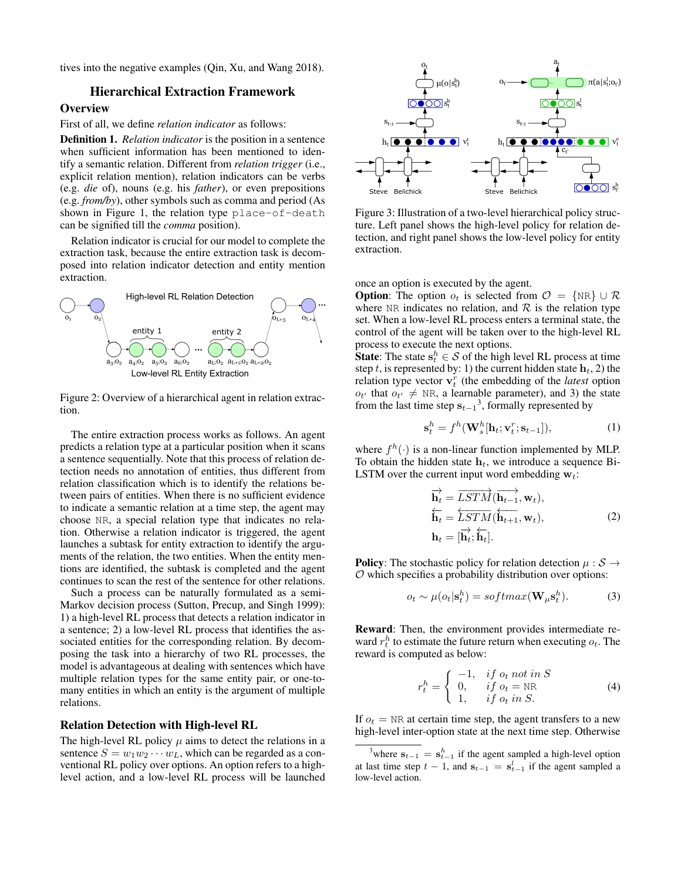tives into the negative examples (Qin, Xu, and Wang 2018).

## Hierarchical Extraction Framework

### Overview

First of all, we define *relation indicator* as follows:

**Definition 1.** *Relation indicator* is the position in a sentence when sufficient information has been mentioned to identify a semantic relation. Different from *relation trigger* (i.e., explicit relation mention), relation indicators can be verbs (e.g. *die* of), nouns (e.g. his *father*), or even prepositions (e.g. *from/by*), other symbols such as comma and period (As shown in Figure 1, the relation type `place-of-death` can be signified till the *comma* position).

Relation indicator is crucial for our model to complete the extraction task, because the entire extraction task is decomposed into relation indicator detection and entity mention extraction.

Figure 2: Overview of a hierarchical agent in relation extraction.

The entire extraction process works as follows. An agent predicts a relation type at a particular position when it scans a sentence sequentially. Note that this process of relation detection needs no annotation of entities, thus different from relation classification which is to identify the relations between pairs of entities. When there is no sufficient evidence to indicate a semantic relation at a time step, the agent may choose NR, a special relation type that indicates no relation. Otherwise a relation indicator is triggered, the agent launches a subtask for entity extraction to identify the arguments of the relation, the two entities. When the entity mentions are identified, the subtask is completed and the agent continues to scan the rest of the sentence for other relations.

Such a process can be naturally formulated as a semi-Markov decision process (Sutton, Precup, and Singh 1999): 1) a high-level RL process that detects a relation indicator in a sentence; 2) a low-level RL process that identifies the associated entities for the corresponding relation. By decomposing the task into a hierarchy of two RL processes, the model is advantageous at dealing with sentences which have multiple relation types for the same entity pair, or one-to-many entities in which an entity is the argument of multiple relations.

### Relation Detection with High-level RL

The high-level RL policy $\mu$ aims to detect the relations in a sentence $S = w_1 w_2 \cdots w_L$, which can be regarded as a conventional RL policy over options. An option refers to a high-level action, and a low-level RL process will be launched once an option is executed by the agent.

Figure 3: Illustration of a two-level hierarchical policy structure. Left panel shows the high-level policy for relation detection, and right panel shows the low-level policy for entity extraction.

**Option**: The option $o_t$ is selected from $\mathcal{O} = \{\text{NR}\} \cup \mathcal{R}$ where NR indicates no relation, and $\mathcal{R}$ is the relation type set. When a low-level RL process enters a terminal state, the control of the agent will be taken over to the high-level RL process to execute the next options.

**State**: The state $\mathbf{s}_t^h \in \mathcal{S}$ of the high level RL process at time step $t$, is represented by: 1) the current hidden state $\mathbf{h}_t$, 2) the relation type vector $\mathbf{v}_t^r$ (the embedding of the *latest* option $o_{t'}$ that $o_{t'} \neq \text{NR}$, a learnable parameter), and 3) the state from the last time step $\mathbf{s}_{t-1}$[3], formally represented by

$$\mathbf{s}_t^h = f^h(\mathbf{W}_s^h[\mathbf{h}_t; \mathbf{v}_t^r; \mathbf{s}_{t-1}]), \tag{1}$$

where $f^h(\cdot)$ is a non-linear function implemented by MLP. To obtain the hidden state $\mathbf{h}_t$, we introduce a sequence Bi-LSTM over the current input word embedding $\mathbf{w}_t$:

$$\begin{aligned}
\overrightarrow{\mathbf{h}_t} &= \overrightarrow{LSTM}(\overrightarrow{\mathbf{h}_{t-1}}, \mathbf{w}_t), \\
\overleftarrow{\mathbf{h}_t} &= \overleftarrow{LSTM}(\overleftarrow{\mathbf{h}_{t+1}}, \mathbf{w}_t), \\
\mathbf{h}_t &= [\overrightarrow{\mathbf{h}_t}; \overleftarrow{\mathbf{h}_t}].
\end{aligned} \tag{2}$$

**Policy**: The stochastic policy for relation detection $\mu : \mathcal{S} \rightarrow \mathcal{O}$ which specifies a probability distribution over options:

$$o_t \sim \mu(o_t | \mathbf{s}_t^h) = softmax(\mathbf{W}_\mu \mathbf{s}_t^h). \tag{3}$$

**Reward**: Then, the environment provides intermediate reward $r_t^h$ to estimate the future return when executing $o_t$. The reward is computed as below:

$$r_t^h = \begin{cases} -1, & if\ o_t\ not\ in\ S \\ 0, & if\ o_t = \text{NR} \\ 1, & if\ o_t\ in\ S. \end{cases} \tag{4}$$

If $o_t = \text{NR}$ at certain time step, the agent transfers to a new high-level inter-option state at the next time step. Otherwise

[3] where $\mathbf{s}_{t-1} = \mathbf{s}_{t-1}^h$ if the agent sampled a high-level option at last time step $t-1$, and $\mathbf{s}_{t-1} = \mathbf{s}_{t-1}^l$ if the agent sampled a low-level action.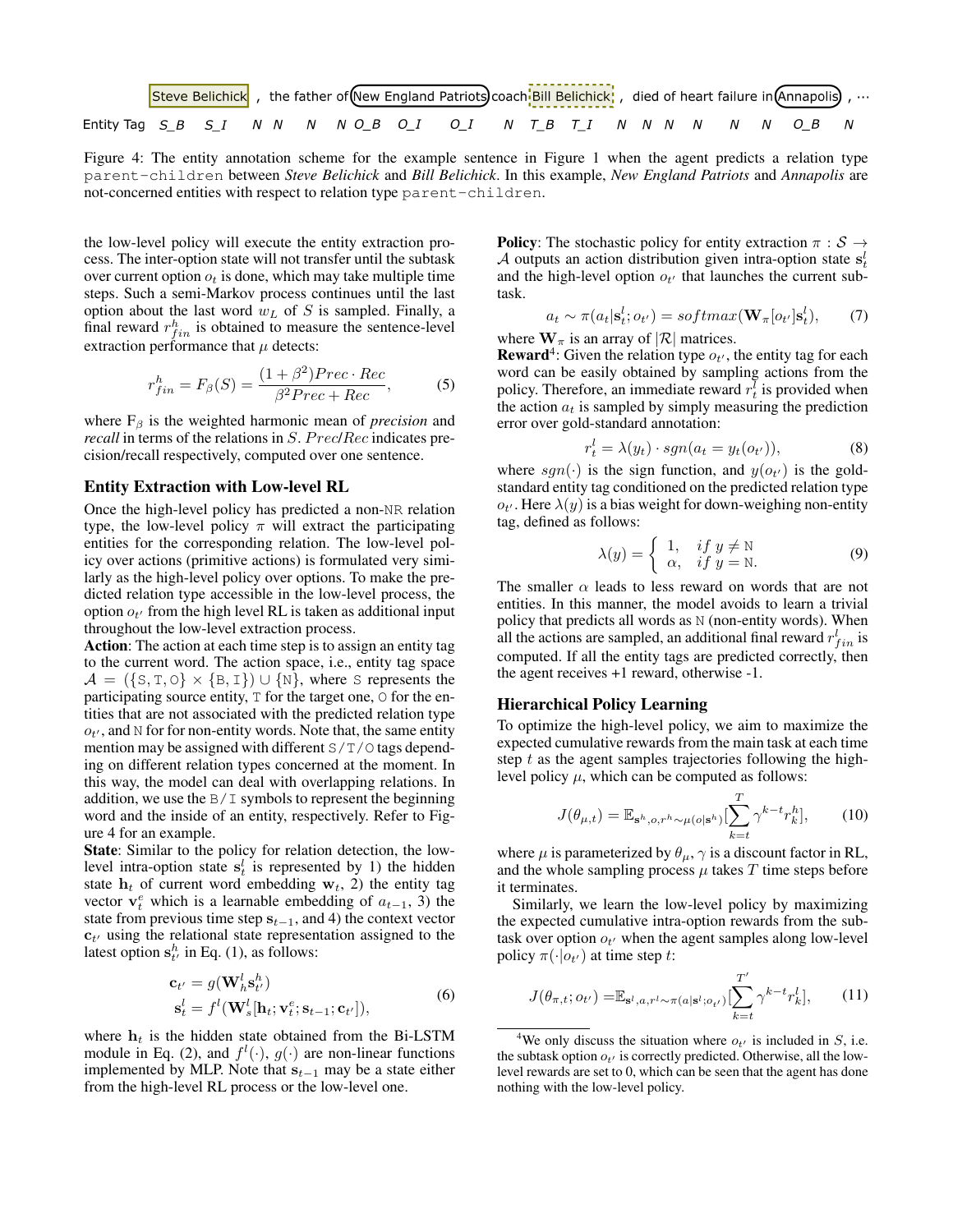Steve Belichick , the father of New England Patriots coach Bill Belichick , died of heart failure in Annapolis , …

Entity Tag S_B S_I N N N N O_B O_I O_I N T_B T_I N N N N N N O_B N

Figure 4: The entity annotation scheme for the example sentence in Figure 1 when the agent predicts a relation type `parent-children` between *Steve Belichick* and *Bill Belichick*. In this example, *New England Patriots* and *Annapolis* are not-concerned entities with respect to relation type `parent-children`.

the low-level policy will execute the entity extraction process. The inter-option state will not transfer until the subtask over current option $o_t$ is done, which may take multiple time steps. Such a semi-Markov process continues until the last option about the last word $w_L$ of $S$ is sampled. Finally, a final reward $r^h_{fin}$ is obtained to measure the sentence-level extraction performance that $\mu$ detects:

$$r^h_{fin} = F_\beta(S) = \frac{(1+\beta^2)Prec \cdot Rec}{\beta^2 Prec + Rec}, \tag{5}$$

where $F_\beta$ is the weighted harmonic mean of *precision* and *recall* in terms of the relations in $S$. $Prec/Rec$ indicates precision/recall respectively, computed over one sentence.

## Entity Extraction with Low-level RL

Once the high-level policy has predicted a non-`NR` relation type, the low-level policy $\pi$ will extract the participating entities for the corresponding relation. The low-level policy over actions (primitive actions) is formulated very similarly as the high-level policy over options. To make the predicted relation type accessible in the low-level process, the option $o_{t'}$ from the high level RL is taken as additional input throughout the low-level extraction process.

**Action**: The action at each time step is to assign an entity tag to the current word. The action space, i.e., entity tag space $\mathcal{A} = (\{\text{S},\text{T},\text{O}\} \times \{\text{B},\text{I}\}) \cup \{\text{N}\}$, where `S` represents the participating source entity, `T` for the target one, `O` for the entities that are not associated with the predicted relation type $o_{t'}$, and `N` for non-entity words. Note that, the same entity mention may be assigned with different `S`/`T`/`O` tags depending on different relation types concerned at the moment. In this way, the model can deal with overlapping relations. In addition, we use the `B`/`I` symbols to represent the beginning word and the inside of an entity, respectively. Refer to Figure 4 for an example.

**State**: Similar to the policy for relation detection, the low-level intra-option state $\mathbf{s}^l_t$ is represented by 1) the hidden state $\mathbf{h}_t$ of current word embedding $\mathbf{w}_t$, 2) the entity tag vector $\mathbf{v}^e_t$ which is a learnable embedding of $a_{t-1}$, 3) the state from previous time step $\mathbf{s}_{t-1}$, and 4) the context vector $\mathbf{c}_{t'}$ using the relational state representation assigned to the latest option $\mathbf{s}^h_{t'}$ in Eq. (1), as follows:

$$\begin{aligned} \mathbf{c}_{t'} &= g(\mathbf{W}^l_h \mathbf{s}^h_{t'}) \\ \mathbf{s}^l_t &= f^l(\mathbf{W}^l_s[\mathbf{h}_t; \mathbf{v}^e_t; \mathbf{s}_{t-1}; \mathbf{c}_{t'}]), \end{aligned} \tag{6}$$

where $\mathbf{h}_t$ is the hidden state obtained from the Bi-LSTM module in Eq. (2), and $f^l(\cdot)$, $g(\cdot)$ are non-linear functions implemented by MLP. Note that $\mathbf{s}_{t-1}$ may be a state either from the high-level RL process or the low-level one.

**Policy**: The stochastic policy for entity extraction $\pi : \mathcal{S} \rightarrow \mathcal{A}$ outputs an action distribution given intra-option state $\mathbf{s}^l_t$ and the high-level option $o_{t'}$ that launches the current subtask.

$$a_t \sim \pi(a_t|\mathbf{s}^l_t; o_{t'}) = softmax(\mathbf{W}_\pi[o_{t'}]\mathbf{s}^l_t), \tag{7}$$

where $\mathbf{W}_\pi$ is an array of $|\mathcal{R}|$ matrices.

**Reward**[4]: Given the relation type $o_{t'}$, the entity tag for each word can be easily obtained by sampling actions from the policy. Therefore, an immediate reward $r^l_t$ is provided when the action $a_t$ is sampled by simply measuring the prediction error over gold-standard annotation:

$$r^l_t = \lambda(y_t) \cdot sgn(a_t = y_t(o_{t'})), \tag{8}$$

where $sgn(\cdot)$ is the sign function, and $y(o_{t'})$ is the gold-standard entity tag conditioned on the predicted relation type $o_{t'}$. Here $\lambda(y)$ is a bias weight for down-weighing non-entity tag, defined as follows:

$$\lambda(y) = \begin{cases} 1, & if\ y \neq \text{N} \\ \alpha, & if\ y = \text{N}. \end{cases} \tag{9}$$

The smaller $\alpha$ leads to less reward on words that are not entities. In this manner, the model avoids to learn a trivial policy that predicts all words as `N` (non-entity words). When all the actions are sampled, an additional final reward $r^l_{fin}$ is computed. If all the entity tags are predicted correctly, then the agent receives +1 reward, otherwise -1.

## Hierarchical Policy Learning

To optimize the high-level policy, we aim to maximize the expected cumulative rewards from the main task at each time step $t$ as the agent samples trajectories following the high-level policy $\mu$, which can be computed as follows:

$$J(\theta_{\mu,t}) = \mathbb{E}_{\mathbf{s}^h,o,r^h \sim \mu(o|\mathbf{s}^h)}[\sum_{k=t}^{T} \gamma^{k-t} r^h_k], \tag{10}$$

where $\mu$ is parameterized by $\theta_\mu$, $\gamma$ is a discount factor in RL, and the whole sampling process $\mu$ takes $T$ time steps before it terminates.

Similarly, we learn the low-level policy by maximizing the expected cumulative intra-option rewards from the subtask over option $o_{t'}$ when the agent samples along low-level policy $\pi(\cdot|o_{t'})$ at time step $t$:

$$J(\theta_{\pi,t}; o_{t'}) = \mathbb{E}_{\mathbf{s}^l,a,r^l \sim \pi(a|\mathbf{s}^l;o_{t'})}[\sum_{k=t}^{T'} \gamma^{k-t} r^l_k], \tag{11}$$

[4] We only discuss the situation where $o_{t'}$ is included in $S$, i.e. the subtask option $o_{t'}$ is correctly predicted. Otherwise, all the low-level rewards are set to 0, which can be seen that the agent has done nothing with the low-level policy.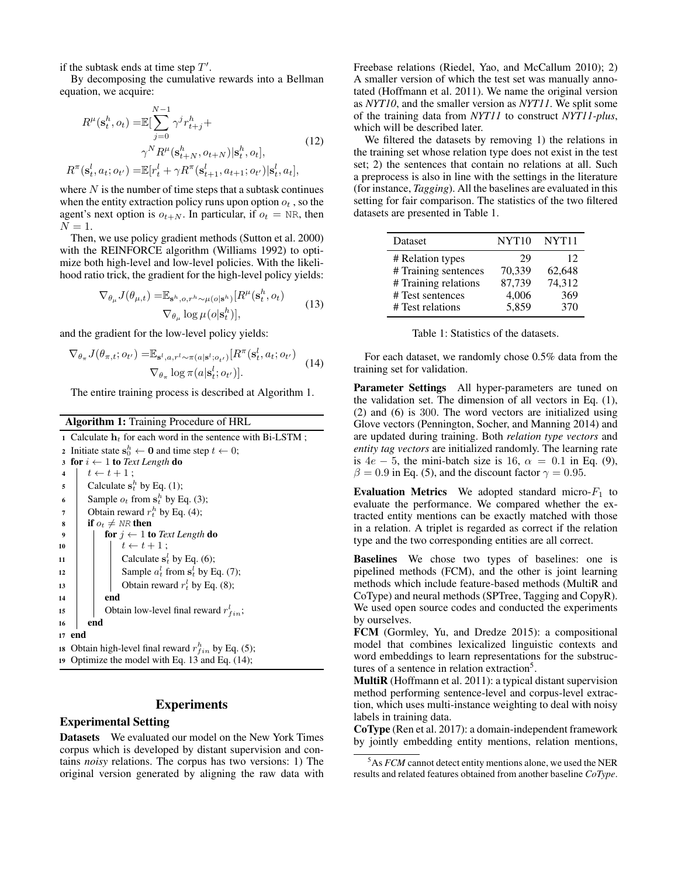if the subtask ends at time step $T'$.

By decomposing the cumulative rewards into a Bellman equation, we acquire:

$$
\begin{aligned}
R^{\mu}(\mathbf{s}_t^h, o_t) =& \mathbb{E}[\sum_{j=0}^{N-1} \gamma^j r_{t+j}^h + \\
& \gamma^N R^{\mu}(\mathbf{s}_{t+N}^h, o_{t+N}) | \mathbf{s}_t^h, o_t], \\
R^{\pi}(\mathbf{s}_t^l, a_t; o_{t'}) =& \mathbb{E}[r_t^l + \gamma R^{\pi}(\mathbf{s}_{t+1}^l, a_{t+1}; o_{t'}) | \mathbf{s}_t^l, a_t],
\end{aligned}
\tag{12}
$$

where $N$ is the number of time steps that a subtask continues when the entity extraction policy runs upon option $o_t$ , so the agent's next option is $o_{t+N}$. In particular, if $o_t = \texttt{NR}$, then $N = 1$.

Then, we use policy gradient methods (Sutton et al. 2000) with the REINFORCE algorithm (Williams 1992) to optimize both high-level and low-level policies. With the likelihood ratio trick, the gradient for the high-level policy yields:

$$
\begin{aligned}
\nabla_{\theta_\mu} J(\theta_{\mu,t}) =& \mathbb{E}_{\mathbf{s}^h, o, r^h \sim \mu(o|\mathbf{s}^h)} [R^{\mu}(\mathbf{s}_t^h, o_t) \\
& \nabla_{\theta_\mu} \log \mu(o | \mathbf{s}_t^h)],
\end{aligned}
\tag{13}
$$

and the gradient for the low-level policy yields:

$$
\begin{aligned}
\nabla_{\theta_\pi} J(\theta_{\pi,t}; o_{t'}) =& \mathbb{E}_{\mathbf{s}^l, a, r^l \sim \pi(a|\mathbf{s}^l; o_{t'})} [R^{\pi}(\mathbf{s}_t^l, a_t; o_{t'}) \\
& \nabla_{\theta_\pi} \log \pi(a | \mathbf{s}_t^l; o_{t'})].
\end{aligned}
\tag{14}
$$

The entire training process is described at Algorithm 1.

**Algorithm 1:** Training Procedure of HRL

```
1  Calculate h_t for each word in the sentence with Bi-LSTM ;
2  Initiate state s_0^h ← 0 and time step t ← 0;
3  for i ← 1 to Text Length do
4      t ← t + 1 ;
5      Calculate s_t^h by Eq. (1);
6      Sample o_t from s_t^h by Eq. (3);
7      Obtain reward r_t^h by Eq. (4);
8      if o_t ≠ NR then
9          for j ← 1 to Text Length do
10             t ← t + 1 ;
11             Calculate s_t^l by Eq. (6);
12             Sample a_t^l from s_t^l by Eq. (7);
13             Obtain reward r_t^l by Eq. (8);
14         end
15         Obtain low-level final reward r_fin^l;
16     end
17 end
18 Obtain high-level final reward r_fin^h by Eq. (5);
19 Optimize the model with Eq. 13 and Eq. (14);
```

## Experiments

### Experimental Setting

**Datasets** We evaluated our model on the New York Times corpus which is developed by distant supervision and contains *noisy* relations. The corpus has two versions: 1) The original version generated by aligning the raw data with Freebase relations (Riedel, Yao, and McCallum 2010); 2) A smaller version of which the test set was manually annotated (Hoffmann et al. 2011). We name the original version as *NYT10*, and the smaller version as *NYT11*. We split some of the training data from *NYT11* to construct *NYT11-plus*, which will be described later.

We filtered the datasets by removing 1) the relations in the training set whose relation type does not exist in the test set; 2) the sentences that contain no relations at all. Such a preprocess is also in line with the settings in the literature (for instance, *Tagging*). All the baselines are evaluated in this setting for fair comparison. The statistics of the two filtered datasets are presented in Table 1.

| Dataset | NYT10 | NYT11 |
|---|---|---|
| # Relation types | 29 | 12 |
| # Training sentences | 70,339 | 62,648 |
| # Training relations | 87,739 | 74,312 |
| # Test sentences | 4,006 | 369 |
| # Test relations | 5,859 | 370 |

Table 1: Statistics of the datasets.

For each dataset, we randomly chose 0.5% data from the training set for validation.

**Parameter Settings** All hyper-parameters are tuned on the validation set. The dimension of all vectors in Eq. (1), (2) and (6) is 300. The word vectors are initialized using Glove vectors (Pennington, Socher, and Manning 2014) and are updated during training. Both *relation type vectors* and *entity tag vectors* are initialized randomly. The learning rate is $4e-5$, the mini-batch size is 16, $\alpha = 0.1$ in Eq. (9), $\beta = 0.9$ in Eq. (5), and the discount factor $\gamma = 0.95$.

**Evaluation Metrics** We adopted standard micro-$F_1$ to evaluate the performance. We compared whether the extracted entity mentions can be exactly matched with those in a relation. A triplet is regarded as correct if the relation type and the two corresponding entities are all correct.

**Baselines** We chose two types of baselines: one is pipelined methods (FCM), and the other is joint learning methods which include feature-based methods (MultiR and CoType) and neural methods (SPTree, Tagging and CopyR). We used open source codes and conducted the experiments by ourselves.

**FCM** (Gormley, Yu, and Dredze 2015): a compositional model that combines lexicalized linguistic contexts and word embeddings to learn representations for the substructures of a sentence in relation extraction[5].

**MultiR** (Hoffmann et al. 2011): a typical distant supervision method performing sentence-level and corpus-level extraction, which uses multi-instance weighting to deal with noisy labels in training data.

**CoType** (Ren et al. 2017): a domain-independent framework by jointly embedding entity mentions, relation mentions,

[5] As *FCM* cannot detect entity mentions alone, we used the NER results and related features obtained from another baseline *CoType*.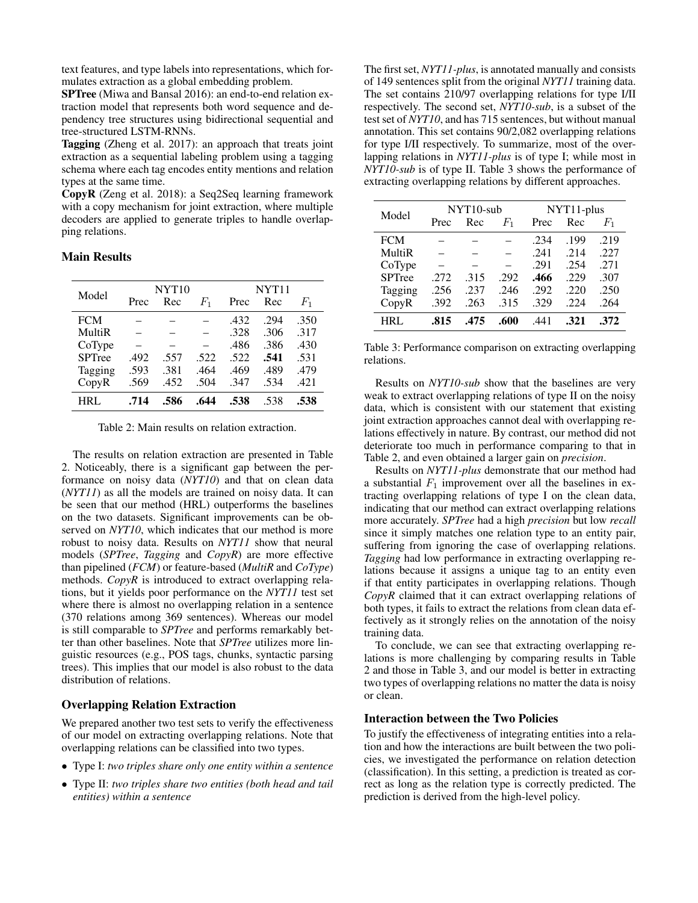text features, and type labels into representations, which formulates extraction as a global embedding problem.

**SPTree** (Miwa and Bansal 2016): an end-to-end relation extraction model that represents both word sequence and dependency tree structures using bidirectional sequential and tree-structured LSTM-RNNs.

**Tagging** (Zheng et al. 2017): an approach that treats joint extraction as a sequential labeling problem using a tagging schema where each tag encodes entity mentions and relation types at the same time.

**CopyR** (Zeng et al. 2018): a Seq2Seq learning framework with a copy mechanism for joint extraction, where multiple decoders are applied to generate triples to handle overlapping relations.

### Main Results

| Model | NYT10 | | | NYT11 | | |
|---|---|---|---|---|---|---|
| | Prec | Rec | $F_1$ | Prec | Rec | $F_1$ |
| FCM | – | – | – | .432 | .294 | .350 |
| MultiR | – | – | – | .328 | .306 | .317 |
| CoType | – | – | – | .486 | .386 | .430 |
| SPTree | .492 | .557 | .522 | .522 | **.541** | .531 |
| Tagging | .593 | .381 | .464 | .469 | .489 | .479 |
| CopyR | .569 | .452 | .504 | .347 | .534 | .421 |
| HRL | **.714** | **.586** | **.644** | **.538** | .538 | **.538** |

Table 2: Main results on relation extraction.

The results on relation extraction are presented in Table 2. Noticeably, there is a significant gap between the performance on noisy data (*NYT10*) and that on clean data (*NYT11*) as all the models are trained on noisy data. It can be seen that our method (HRL) outperforms the baselines on the two datasets. Significant improvements can be observed on *NYT10*, which indicates that our method is more robust to noisy data. Results on *NYT11* show that neural models (*SPTree*, *Tagging* and *CopyR*) are more effective than pipelined (*FCM*) or feature-based (*MultiR* and *CoType*) methods. *CopyR* is introduced to extract overlapping relations, but it yields poor performance on the *NYT11* test set where there is almost no overlapping relation in a sentence (370 relations among 369 sentences). Whereas our model is still comparable to *SPTree* and performs remarkably better than other baselines. Note that *SPTree* utilizes more linguistic resources (e.g., POS tags, chunks, syntactic parsing trees). This implies that our model is also robust to the data distribution of relations.

### Overlapping Relation Extraction

We prepared another two test sets to verify the effectiveness of our model on extracting overlapping relations. Note that overlapping relations can be classified into two types.

- Type I: *two triples share only one entity within a sentence*
- Type II: *two triples share two entities (both head and tail entities) within a sentence*

The first set, *NYT11-plus*, is annotated manually and consists of 149 sentences split from the original *NYT11* training data. The set contains 210/97 overlapping relations for type I/II respectively. The second set, *NYT10-sub*, is a subset of the test set of *NYT10*, and has 715 sentences, but without manual annotation. This set contains 90/2,082 overlapping relations for type I/II respectively. To summarize, most of the overlapping relations in *NYT11-plus* is of type I; while most in *NYT10-sub* is of type II. Table 3 shows the performance of extracting overlapping relations by different approaches.

| Model | NYT10-sub | | | NYT11-plus | | |
|---|---|---|---|---|---|---|
| | Prec | Rec | $F_1$ | Prec | Rec | $F_1$ |
| FCM | – | – | – | .234 | .199 | .219 |
| MultiR | – | – | – | .241 | .214 | .227 |
| CoType | – | – | – | .291 | .254 | .271 |
| SPTree | .272 | .315 | .292 | **.466** | .229 | .307 |
| Tagging | .256 | .237 | .246 | .292 | .220 | .250 |
| CopyR | .392 | .263 | .315 | .329 | .224 | .264 |
| HRL | **.815** | **.475** | **.600** | .441 | **.321** | **.372** |

Table 3: Performance comparison on extracting overlapping relations.

Results on *NYT10-sub* show that the baselines are very weak to extract overlapping relations of type II on the noisy data, which is consistent with our statement that existing joint extraction approaches cannot deal with overlapping relations effectively in nature. By contrast, our method did not deteriorate too much in performance comparing to that in Table 2, and even obtained a larger gain on *precision*.

Results on *NYT11-plus* demonstrate that our method had a substantial $F_1$ improvement over all the baselines in extracting overlapping relations of type I on the clean data, indicating that our method can extract overlapping relations more accurately. *SPTree* had a high *precision* but low *recall* since it simply matches one relation type to an entity pair, suffering from ignoring the case of overlapping relations. *Tagging* had low performance in extracting overlapping relations because it assigns a unique tag to an entity even if that entity participates in overlapping relations. Though *CopyR* claimed that it can extract overlapping relations of both types, it fails to extract the relations from clean data effectively as it strongly relies on the annotation of the noisy training data.

To conclude, we can see that extracting overlapping relations is more challenging by comparing results in Table 2 and those in Table 3, and our model is better in extracting two types of overlapping relations no matter the data is noisy or clean.

### Interaction between the Two Policies

To justify the effectiveness of integrating entities into a relation and how the interactions are built between the two policies, we investigated the performance on relation detection (classification). In this setting, a prediction is treated as correct as long as the relation type is correctly predicted. The prediction is derived from the high-level policy.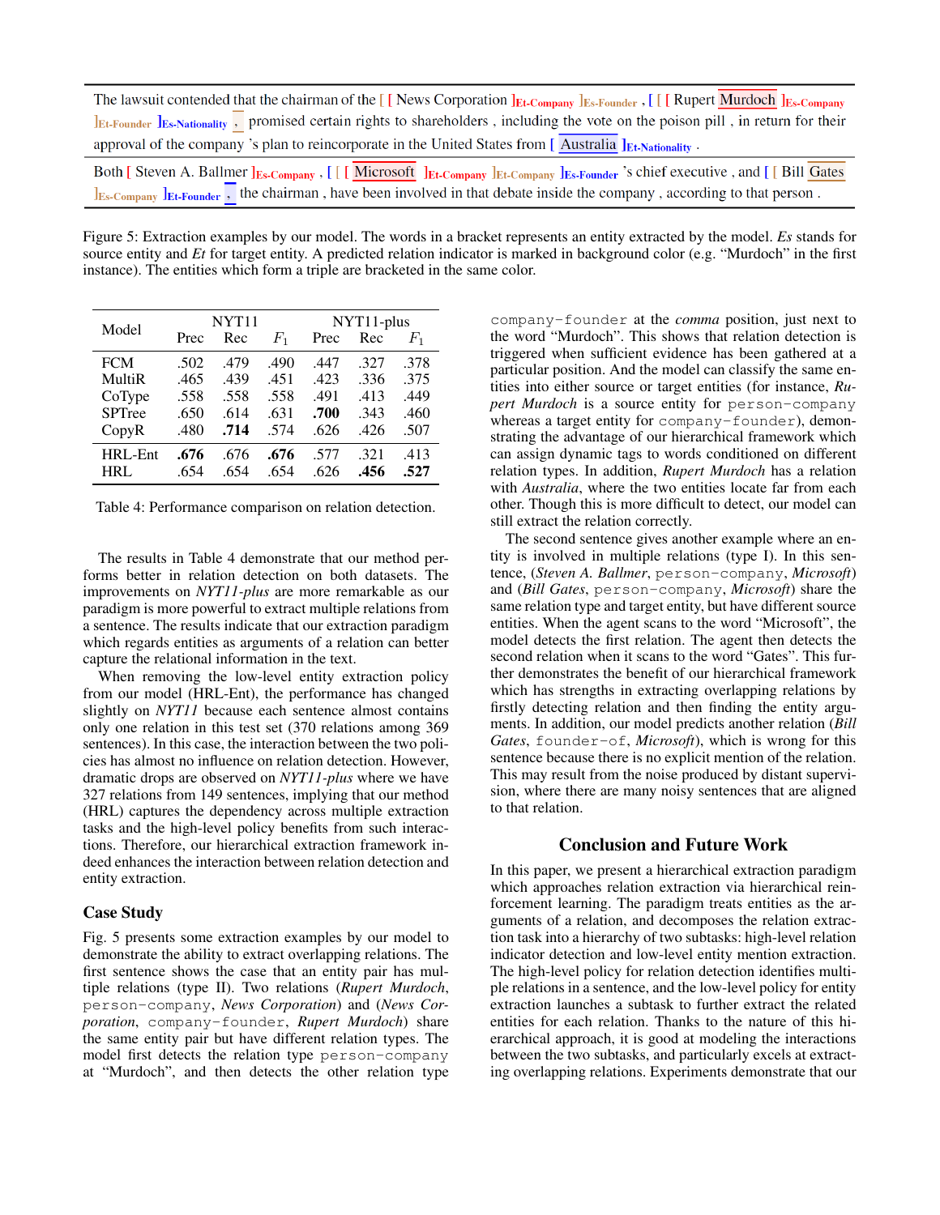The lawsuit contended that the chairman of the [ [ News Corporation ]Et-Company ]Es-Founder , [ [ [ Rupert Murdoch ]Es-Company ]Et-Founder ]Es-Nationality , promised certain rights to shareholders , including the vote on the poison pill , in return for their approval of the company 's plan to reincorporate in the United States from [ Australia ]Et-Nationality .

Both [ Steven A. Ballmer ]Es-Company , [ [ [ Microsoft ]Et-Company ]Et-Company ]Es-Founder 's chief executive , and [ [ Bill Gates ]Es-Company ]Et-Founder , the chairman , have been involved in that debate inside the company , according to that person .

Figure 5: Extraction examples by our model. The words in a bracket represents an entity extracted by the model. *Es* stands for source entity and *Et* for target entity. A predicted relation indicator is marked in background color (e.g. "Murdoch" in the first instance). The entities which form a triple are bracketed in the same color.

| Model | NYT11 | | | NYT11-plus | | |
|---|---|---|---|---|---|---|
| | Prec | Rec | $F_1$ | Prec | Rec | $F_1$ |
| FCM | .502 | .479 | .490 | .447 | .327 | .378 |
| MultiR | .465 | .439 | .451 | .423 | .336 | .375 |
| CoType | .558 | .558 | .558 | .491 | .413 | .449 |
| SPTree | .650 | .614 | .631 | **.700** | .343 | .460 |
| CopyR | .480 | **.714** | .574 | .626 | .426 | .507 |
| HRL-Ent | **.676** | .676 | **.676** | .577 | .321 | .413 |
| HRL | .654 | .654 | .654 | .626 | **.456** | **.527** |

Table 4: Performance comparison on relation detection.

The results in Table 4 demonstrate that our method performs better in relation detection on both datasets. The improvements on *NYT11-plus* are more remarkable as our paradigm is more powerful to extract multiple relations from a sentence. The results indicate that our extraction paradigm which regards entities as arguments of a relation can better capture the relational information in the text.

When removing the low-level entity extraction policy from our model (HRL-Ent), the performance has changed slightly on *NYT11* because each sentence almost contains only one relation in this test set (370 relations among 369 sentences). In this case, the interaction between the two policies has almost no influence on relation detection. However, dramatic drops are observed on *NYT11-plus* where we have 327 relations from 149 sentences, implying that our method (HRL) captures the dependency across multiple extraction tasks and the high-level policy benefits from such interactions. Therefore, our hierarchical extraction framework indeed enhances the interaction between relation detection and entity extraction.

## Case Study

Fig. 5 presents some extraction examples by our model to demonstrate the ability to extract overlapping relations. The first sentence shows the case that an entity pair has multiple relations (type II). Two relations (*Rupert Murdoch*, `person-company`, *News Corporation*) and (*News Corporation*, `company-founder`, *Rupert Murdoch*) share the same entity pair but have different relation types. The model first detects the relation type `person-company` at "Murdoch", and then detects the other relation type `company-founder` at the *comma* position, just next to the word "Murdoch". This shows that relation detection is triggered when sufficient evidence has been gathered at a particular position. And the model can classify the same entities into either source or target entities (for instance, *Rupert Murdoch* is a source entity for `person-company` whereas a target entity for `company-founder`), demonstrating the advantage of our hierarchical framework which can assign dynamic tags to words conditioned on different relation types. In addition, *Rupert Murdoch* has a relation with *Australia*, where the two entities locate far from each other. Though this is more difficult to detect, our model can still extract the relation correctly.

The second sentence gives another example where an entity is involved in multiple relations (type I). In this sentence, (*Steven A. Ballmer*, `person-company`, *Microsoft*) and (*Bill Gates*, `person-company`, *Microsoft*) share the same relation type and target entity, but have different source entities. When the agent scans to the word "Microsoft", the model detects the first relation. The agent then detects the second relation when it scans to the word "Gates". This further demonstrates the benefit of our hierarchical framework which has strengths in extracting overlapping relations by firstly detecting relation and then finding the entity arguments. In addition, our model predicts another relation (*Bill Gates*, `founder-of`, *Microsoft*), which is wrong for this sentence because there is no explicit mention of the relation. This may result from the noise produced by distant supervision, where there are many noisy sentences that are aligned to that relation.

## Conclusion and Future Work

In this paper, we present a hierarchical extraction paradigm which approaches relation extraction via hierarchical reinforcement learning. The paradigm treats entities as the arguments of a relation, and decomposes the relation extraction task into a hierarchy of two subtasks: high-level relation indicator detection and low-level entity mention extraction. The high-level policy for relation detection identifies multiple relations in a sentence, and the low-level policy for entity extraction launches a subtask to further extract the related entities for each relation. Thanks to the nature of this hierarchical approach, it is good at modeling the interactions between the two subtasks, and particularly excels at extracting overlapping relations. Experiments demonstrate that our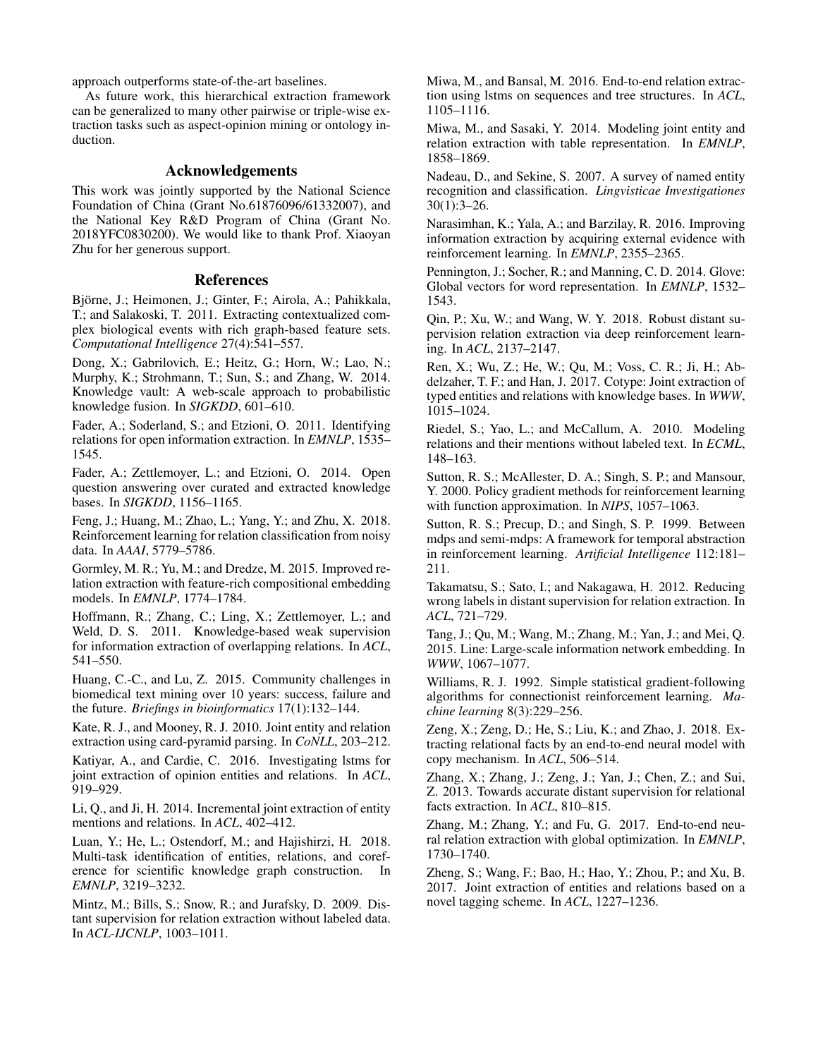approach outperforms state-of-the-art baselines.

As future work, this hierarchical extraction framework can be generalized to many other pairwise or triple-wise extraction tasks such as aspect-opinion mining or ontology induction.

## Acknowledgements

This work was jointly supported by the National Science Foundation of China (Grant No.61876096/61332007), and the National Key R&D Program of China (Grant No. 2018YFC0830200). We would like to thank Prof. Xiaoyan Zhu for her generous support.

## References

Björne, J.; Heimonen, J.; Ginter, F.; Airola, A.; Pahikkala, T.; and Salakoski, T. 2011. Extracting contextualized complex biological events with rich graph-based feature sets. *Computational Intelligence* 27(4):541–557.

Dong, X.; Gabrilovich, E.; Heitz, G.; Horn, W.; Lao, N.; Murphy, K.; Strohmann, T.; Sun, S.; and Zhang, W. 2014. Knowledge vault: A web-scale approach to probabilistic knowledge fusion. In *SIGKDD*, 601–610.

Fader, A.; Soderland, S.; and Etzioni, O. 2011. Identifying relations for open information extraction. In *EMNLP*, 1535–1545.

Fader, A.; Zettlemoyer, L.; and Etzioni, O. 2014. Open question answering over curated and extracted knowledge bases. In *SIGKDD*, 1156–1165.

Feng, J.; Huang, M.; Zhao, L.; Yang, Y.; and Zhu, X. 2018. Reinforcement learning for relation classification from noisy data. In *AAAI*, 5779–5786.

Gormley, M. R.; Yu, M.; and Dredze, M. 2015. Improved relation extraction with feature-rich compositional embedding models. In *EMNLP*, 1774–1784.

Hoffmann, R.; Zhang, C.; Ling, X.; Zettlemoyer, L.; and Weld, D. S. 2011. Knowledge-based weak supervision for information extraction of overlapping relations. In *ACL*, 541–550.

Huang, C.-C., and Lu, Z. 2015. Community challenges in biomedical text mining over 10 years: success, failure and the future. *Briefings in bioinformatics* 17(1):132–144.

Kate, R. J., and Mooney, R. J. 2010. Joint entity and relation extraction using card-pyramid parsing. In *CoNLL*, 203–212.

Katiyar, A., and Cardie, C. 2016. Investigating lstms for joint extraction of opinion entities and relations. In *ACL*, 919–929.

Li, Q., and Ji, H. 2014. Incremental joint extraction of entity mentions and relations. In *ACL*, 402–412.

Luan, Y.; He, L.; Ostendorf, M.; and Hajishirzi, H. 2018. Multi-task identification of entities, relations, and coreference for scientific knowledge graph construction. In *EMNLP*, 3219–3232.

Mintz, M.; Bills, S.; Snow, R.; and Jurafsky, D. 2009. Distant supervision for relation extraction without labeled data. In *ACL-IJCNLP*, 1003–1011.

Miwa, M., and Bansal, M. 2016. End-to-end relation extraction using lstms on sequences and tree structures. In *ACL*, 1105–1116.

Miwa, M., and Sasaki, Y. 2014. Modeling joint entity and relation extraction with table representation. In *EMNLP*, 1858–1869.

Nadeau, D., and Sekine, S. 2007. A survey of named entity recognition and classification. *Lingvisticae Investigationes* 30(1):3–26.

Narasimhan, K.; Yala, A.; and Barzilay, R. 2016. Improving information extraction by acquiring external evidence with reinforcement learning. In *EMNLP*, 2355–2365.

Pennington, J.; Socher, R.; and Manning, C. D. 2014. Glove: Global vectors for word representation. In *EMNLP*, 1532–1543.

Qin, P.; Xu, W.; and Wang, W. Y. 2018. Robust distant supervision relation extraction via deep reinforcement learning. In *ACL*, 2137–2147.

Ren, X.; Wu, Z.; He, W.; Qu, M.; Voss, C. R.; Ji, H.; Abdelzaher, T. F.; and Han, J. 2017. Cotype: Joint extraction of typed entities and relations with knowledge bases. In *WWW*, 1015–1024.

Riedel, S.; Yao, L.; and McCallum, A. 2010. Modeling relations and their mentions without labeled text. In *ECML*, 148–163.

Sutton, R. S.; McAllester, D. A.; Singh, S. P.; and Mansour, Y. 2000. Policy gradient methods for reinforcement learning with function approximation. In *NIPS*, 1057–1063.

Sutton, R. S.; Precup, D.; and Singh, S. P. 1999. Between mdps and semi-mdps: A framework for temporal abstraction in reinforcement learning. *Artificial Intelligence* 112:181–211.

Takamatsu, S.; Sato, I.; and Nakagawa, H. 2012. Reducing wrong labels in distant supervision for relation extraction. In *ACL*, 721–729.

Tang, J.; Qu, M.; Wang, M.; Zhang, M.; Yan, J.; and Mei, Q. 2015. Line: Large-scale information network embedding. In *WWW*, 1067–1077.

Williams, R. J. 1992. Simple statistical gradient-following algorithms for connectionist reinforcement learning. *Machine learning* 8(3):229–256.

Zeng, X.; Zeng, D.; He, S.; Liu, K.; and Zhao, J. 2018. Extracting relational facts by an end-to-end neural model with copy mechanism. In *ACL*, 506–514.

Zhang, X.; Zhang, J.; Zeng, J.; Yan, J.; Chen, Z.; and Sui, Z. 2013. Towards accurate distant supervision for relational facts extraction. In *ACL*, 810–815.

Zhang, M.; Zhang, Y.; and Fu, G. 2017. End-to-end neural relation extraction with global optimization. In *EMNLP*, 1730–1740.

Zheng, S.; Wang, F.; Bao, H.; Hao, Y.; Zhou, P.; and Xu, B. 2017. Joint extraction of entities and relations based on a novel tagging scheme. In *ACL*, 1227–1236.